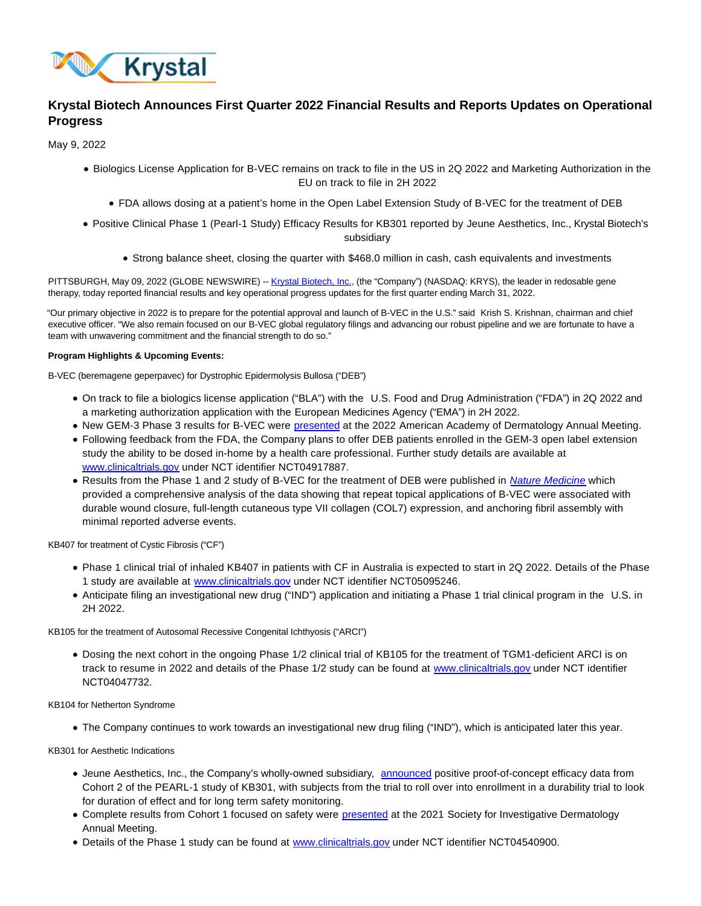# Krystal Biotech Announces First Quarter 2022 Financial Results and Reports Updates on Operational Progress

May 9, 2022

- Biologics License Application for B-VEC remains on track to file in the US in 2Q 2022 and Marketing Authorization in the EU on track to file in 2H 2022
- FDA allows dosing at a patient's home in the Open Label Extension Study of B-VEC for the treatment of DEB
- Positive Clinical Phase 1 (Pearl-1 Study) Efficacy Results for KB301 reported by Jeune Aesthetics, Inc., Krystal Biotech's subsidiary
- Strong balance sheet, closing the quarter with $468.0 million in cash, cash equivalents and investments

PITTSBURGH, May 09, 2022 (GLOBE NEWSWIRE) -- Krystal Biotech, Inc., (the "Company") (NASDAQ: KRYS), the leader in redosable gene therapy, today reported financial results and key operational progress updates for the first quarter ending March 31, 2022.

"Our primary objective in 2022 is to prepare for the potential approval and launch of B-VEC in the U.S." said Krish S. Krishnan, chairman and chief executive officer. "We also remain focused on our B-VEC global regulatory filings and advancing our robust pipeline and we are fortunate to have a team with unwavering commitment and the financial strength to do so."

**Program Highlights & Upcoming Events:**

B-VEC (beremagene geperpavec) for Dystrophic Epidermolysis Bullosa ("DEB")

- On track to file a biologics license application ("BLA") with the U.S. Food and Drug Administration ("FDA") in 2Q 2022 and a marketing authorization application with the European Medicines Agency ("EMA") in 2H 2022.
- New GEM-3 Phase 3 results for B-VEC were presented at the 2022 American Academy of Dermatology Annual Meeting.
- Following feedback from the FDA, the Company plans to offer DEB patients enrolled in the GEM-3 open label extension study the ability to be dosed in-home by a health care professional. Further study details are available at www.clinicaltrials.gov under NCT identifier NCT04917887.
- Results from the Phase 1 and 2 study of B-VEC for the treatment of DEB were published in *Nature Medicine* which provided a comprehensive analysis of the data showing that repeat topical applications of B-VEC were associated with durable wound closure, full-length cutaneous type VII collagen (COL7) expression, and anchoring fibril assembly with minimal reported adverse events.

KB407 for treatment of Cystic Fibrosis ("CF")

- Phase 1 clinical trial of inhaled KB407 in patients with CF in Australia is expected to start in 2Q 2022. Details of the Phase 1 study are available at www.clinicaltrials.gov under NCT identifier NCT05095246.
- Anticipate filing an investigational new drug ("IND") application and initiating a Phase 1 trial clinical program in the U.S. in 2H 2022.

KB105 for the treatment of Autosomal Recessive Congenital Ichthyosis ("ARCI")

- Dosing the next cohort in the ongoing Phase 1/2 clinical trial of KB105 for the treatment of TGM1-deficient ARCI is on track to resume in 2022 and details of the Phase 1/2 study can be found at www.clinicaltrials.gov under NCT identifier NCT04047732.

KB104 for Netherton Syndrome

- The Company continues to work towards an investigational new drug filing ("IND"), which is anticipated later this year.

KB301 for Aesthetic Indications

- Jeune Aesthetics, Inc., the Company's wholly-owned subsidiary, announced positive proof-of-concept efficacy data from Cohort 2 of the PEARL-1 study of KB301, with subjects from the trial to roll over into enrollment in a durability trial to look for duration of effect and for long term safety monitoring.
- Complete results from Cohort 1 focused on safety were presented at the 2021 Society for Investigative Dermatology Annual Meeting.
- Details of the Phase 1 study can be found at www.clinicaltrials.gov under NCT identifier NCT04540900.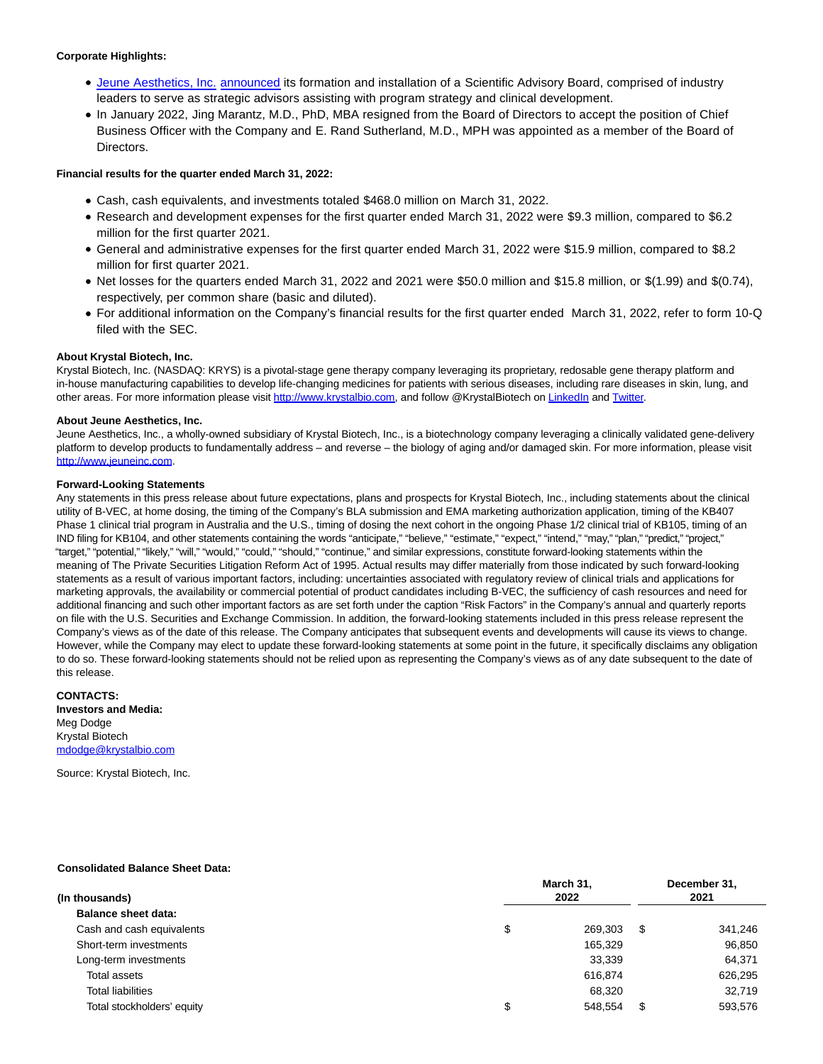**Corporate Highlights:**

- Jeune Aesthetics, Inc. announced its formation and installation of a Scientific Advisory Board, comprised of industry leaders to serve as strategic advisors assisting with program strategy and clinical development.
- In January 2022, Jing Marantz, M.D., PhD, MBA resigned from the Board of Directors to accept the position of Chief Business Officer with the Company and E. Rand Sutherland, M.D., MPH was appointed as a member of the Board of Directors.

**Financial results for the quarter ended March 31, 2022:**

- Cash, cash equivalents, and investments totaled $468.0 million on March 31, 2022.
- Research and development expenses for the first quarter ended March 31, 2022 were $9.3 million, compared to $6.2 million for the first quarter 2021.
- General and administrative expenses for the first quarter ended March 31, 2022 were $15.9 million, compared to $8.2 million for first quarter 2021.
- Net losses for the quarters ended March 31, 2022 and 2021 were $50.0 million and $15.8 million, or $(1.99) and $(0.74), respectively, per common share (basic and diluted).
- For additional information on the Company's financial results for the first quarter ended March 31, 2022, refer to form 10-Q filed with the SEC.

**About Krystal Biotech, Inc.**
Krystal Biotech, Inc. (NASDAQ: KRYS) is a pivotal-stage gene therapy company leveraging its proprietary, redosable gene therapy platform and in-house manufacturing capabilities to develop life-changing medicines for patients with serious diseases, including rare diseases in skin, lung, and other areas. For more information please visit http://www.krystalbio.com, and follow @KrystalBiotech on LinkedIn and Twitter.

**About Jeune Aesthetics, Inc.**
Jeune Aesthetics, Inc., a wholly-owned subsidiary of Krystal Biotech, Inc., is a biotechnology company leveraging a clinically validated gene-delivery platform to develop products to fundamentally address – and reverse – the biology of aging and/or damaged skin. For more information, please visit http://www.jeuneinc.com.

**Forward-Looking Statements**
Any statements in this press release about future expectations, plans and prospects for Krystal Biotech, Inc., including statements about the clinical utility of B-VEC, at home dosing, the timing of the Company's BLA submission and EMA marketing authorization application, timing of the KB407 Phase 1 clinical trial program in Australia and the U.S., timing of dosing the next cohort in the ongoing Phase 1/2 clinical trial of KB105, timing of an IND filing for KB104, and other statements containing the words "anticipate," "believe," "estimate," "expect," "intend," "may," "plan," "predict," "project," "target," "potential," "likely," "will," "would," "could," "should," "continue," and similar expressions, constitute forward-looking statements within the meaning of The Private Securities Litigation Reform Act of 1995. Actual results may differ materially from those indicated by such forward-looking statements as a result of various important factors, including: uncertainties associated with regulatory review of clinical trials and applications for marketing approvals, the availability or commercial potential of product candidates including B-VEC, the sufficiency of cash resources and need for additional financing and such other important factors as are set forth under the caption "Risk Factors" in the Company's annual and quarterly reports on file with the U.S. Securities and Exchange Commission. In addition, the forward-looking statements included in this press release represent the Company's views as of the date of this release. The Company anticipates that subsequent events and developments will cause its views to change. However, while the Company may elect to update these forward-looking statements at some point in the future, it specifically disclaims any obligation to do so. These forward-looking statements should not be relied upon as representing the Company's views as of any date subsequent to the date of this release.

**CONTACTS:**
**Investors and Media:**
Meg Dodge
Krystal Biotech
mdodge@krystalbio.com

Source: Krystal Biotech, Inc.

**Consolidated Balance Sheet Data:**

| (In thousands) | March 31, 2022 | December 31, 2021 |
|---|---|---|
| **Balance sheet data:** | | |
| Cash and cash equivalents | $ 269,303 | $ 341,246 |
| Short-term investments | 165,329 | 96,850 |
| Long-term investments | 33,339 | 64,371 |
| Total assets | 616,874 | 626,295 |
| Total liabilities | 68,320 | 32,719 |
| Total stockholders' equity | $ 548,554 | $ 593,576 |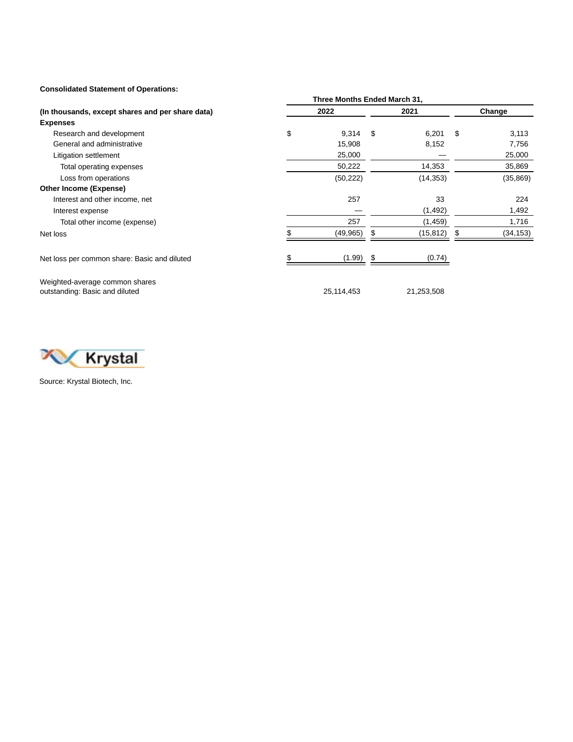**Consolidated Statement of Operations:**

| (In thousands, except shares and per share data) | Three Months Ended March 31, 2022 | 2021 | Change |
|---|---|---|---|
| **Expenses** | | | |
| Research and development | $ 9,314 | $ 6,201 | $ 3,113 |
| General and administrative | 15,908 | 8,152 | 7,756 |
| Litigation settlement | 25,000 | — | 25,000 |
| Total operating expenses | 50,222 | 14,353 | 35,869 |
| Loss from operations | (50,222) | (14,353) | (35,869) |
| **Other Income (Expense)** | | | |
| Interest and other income, net | 257 | 33 | 224 |
| Interest expense | — | (1,492) | 1,492 |
| Total other income (expense) | 257 | (1,459) | 1,716 |
| Net loss | $ (49,965) | $ (15,812) | $ (34,153) |
| Net loss per common share: Basic and diluted | $ (1.99) | $ (0.74) | |
| Weighted-average common shares outstanding: Basic and diluted | 25,114,453 | 21,253,508 | |

Krystal

Source: Krystal Biotech, Inc.